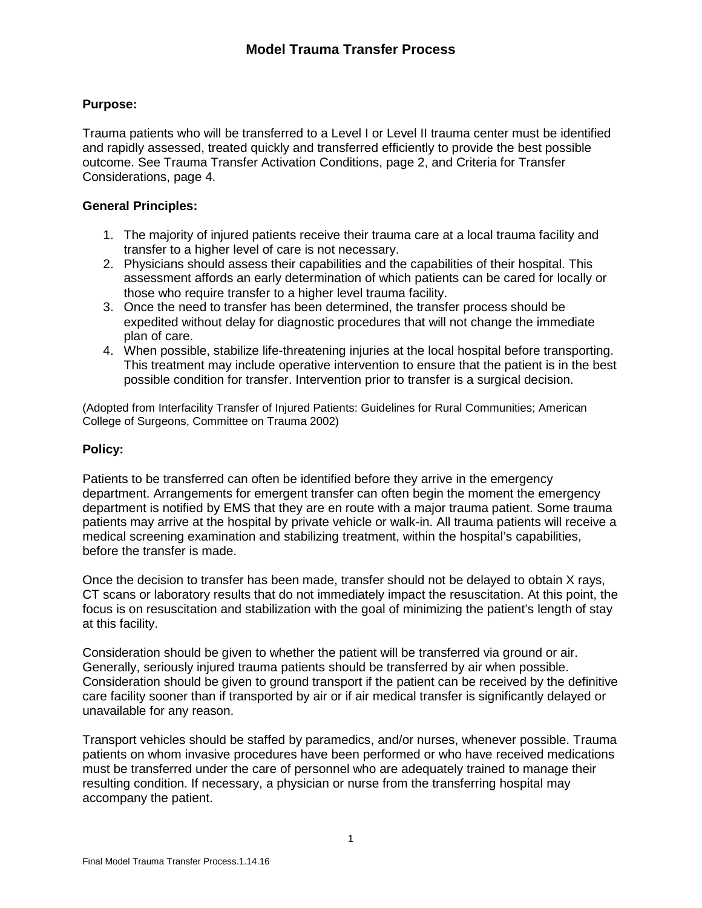# Model Trauma Transfer Process

**Purpose:**

Trauma patients who will be transferred to a Level I or Level II trauma center must be identified and rapidly assessed, treated quickly and transferred efficiently to provide the best possible outcome. See Trauma Transfer Activation Conditions, page 2, and Criteria for Transfer Considerations, page 4.

**General Principles:**

1. The majority of injured patients receive their trauma care at a local trauma facility and transfer to a higher level of care is not necessary.
2. Physicians should assess their capabilities and the capabilities of their hospital. This assessment affords an early determination of which patients can be cared for locally or those who require transfer to a higher level trauma facility.
3. Once the need to transfer has been determined, the transfer process should be expedited without delay for diagnostic procedures that will not change the immediate plan of care.
4. When possible, stabilize life-threatening injuries at the local hospital before transporting. This treatment may include operative intervention to ensure that the patient is in the best possible condition for transfer. Intervention prior to transfer is a surgical decision.

(Adopted from Interfacility Transfer of Injured Patients: Guidelines for Rural Communities; American College of Surgeons, Committee on Trauma 2002)

**Policy:**

Patients to be transferred can often be identified before they arrive in the emergency department. Arrangements for emergent transfer can often begin the moment the emergency department is notified by EMS that they are en route with a major trauma patient. Some trauma patients may arrive at the hospital by private vehicle or walk-in. All trauma patients will receive a medical screening examination and stabilizing treatment, within the hospital's capabilities, before the transfer is made.

Once the decision to transfer has been made, transfer should not be delayed to obtain X rays, CT scans or laboratory results that do not immediately impact the resuscitation. At this point, the focus is on resuscitation and stabilization with the goal of minimizing the patient's length of stay at this facility.

Consideration should be given to whether the patient will be transferred via ground or air. Generally, seriously injured trauma patients should be transferred by air when possible. Consideration should be given to ground transport if the patient can be received by the definitive care facility sooner than if transported by air or if air medical transfer is significantly delayed or unavailable for any reason.

Transport vehicles should be staffed by paramedics, and/or nurses, whenever possible. Trauma patients on whom invasive procedures have been performed or who have received medications must be transferred under the care of personnel who are adequately trained to manage their resulting condition. If necessary, a physician or nurse from the transferring hospital may accompany the patient.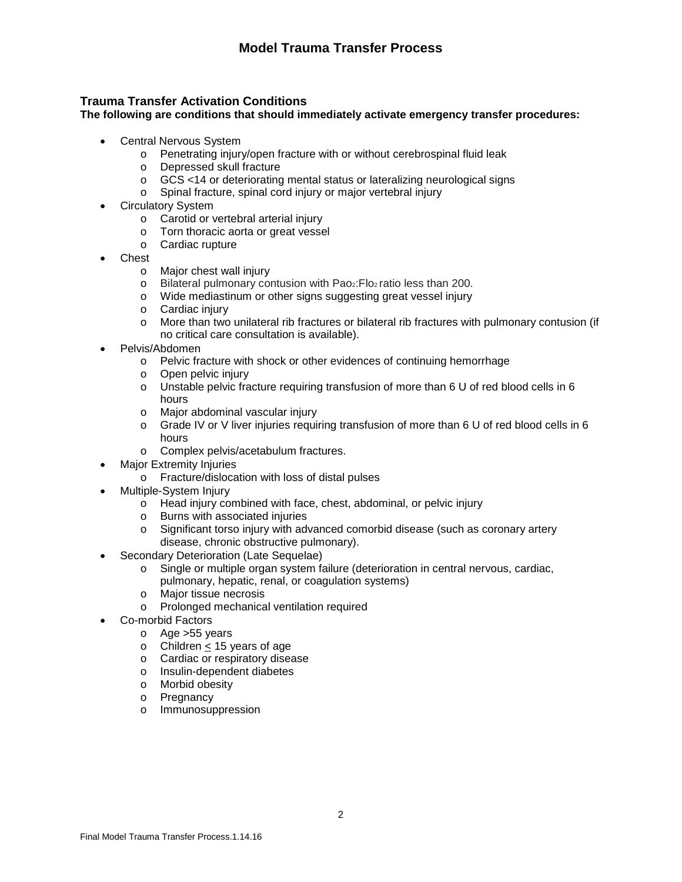# Model Trauma Transfer Process

### Trauma Transfer Activation Conditions

**The following are conditions that should immediately activate emergency transfer procedures:**

- Central Nervous System
  - Penetrating injury/open fracture with or without cerebrospinal fluid leak
  - Depressed skull fracture
  - GCS <14 or deteriorating mental status or lateralizing neurological signs
  - Spinal fracture, spinal cord injury or major vertebral injury
- Circulatory System
  - Carotid or vertebral arterial injury
  - Torn thoracic aorta or great vessel
  - Cardiac rupture
- Chest
  - Major chest wall injury
  - Bilateral pulmonary contusion with $Pao_2$:$Flo_2$ ratio less than 200.
  - Wide mediastinum or other signs suggesting great vessel injury
  - Cardiac injury
  - More than two unilateral rib fractures or bilateral rib fractures with pulmonary contusion (if no critical care consultation is available).
- Pelvis/Abdomen
  - Pelvic fracture with shock or other evidences of continuing hemorrhage
  - Open pelvic injury
  - Unstable pelvic fracture requiring transfusion of more than 6 U of red blood cells in 6 hours
  - Major abdominal vascular injury
  - Grade IV or V liver injuries requiring transfusion of more than 6 U of red blood cells in 6 hours
  - Complex pelvis/acetabulum fractures.
- Major Extremity Injuries
  - Fracture/dislocation with loss of distal pulses
- Multiple-System Injury
  - Head injury combined with face, chest, abdominal, or pelvic injury
  - Burns with associated injuries
  - Significant torso injury with advanced comorbid disease (such as coronary artery disease, chronic obstructive pulmonary).
- Secondary Deterioration (Late Sequelae)
  - Single or multiple organ system failure (deterioration in central nervous, cardiac, pulmonary, hepatic, renal, or coagulation systems)
  - Major tissue necrosis
  - Prolonged mechanical ventilation required
- Co-morbid Factors
  - Age >55 years
  - Children ≤ 15 years of age
  - Cardiac or respiratory disease
  - Insulin-dependent diabetes
  - Morbid obesity
  - Pregnancy
  - Immunosuppression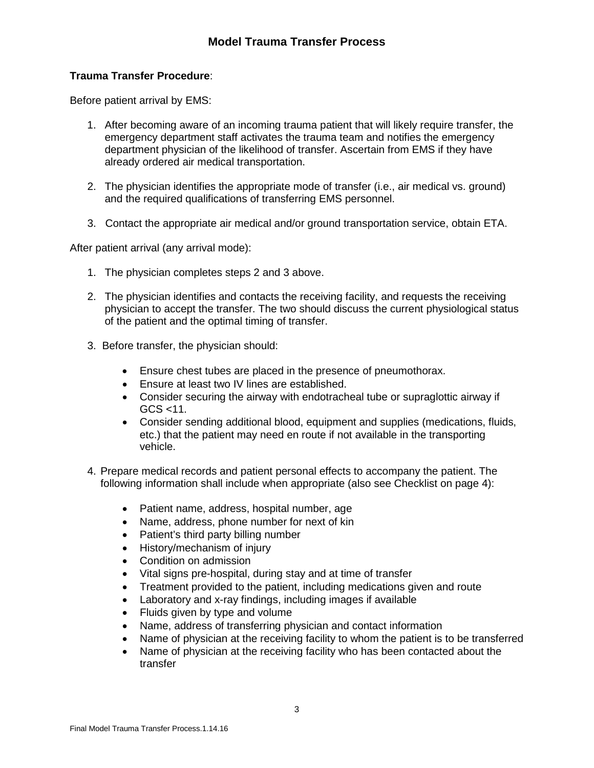## Model Trauma Transfer Process

**Trauma Transfer Procedure**:

Before patient arrival by EMS:

1. After becoming aware of an incoming trauma patient that will likely require transfer, the emergency department staff activates the trauma team and notifies the emergency department physician of the likelihood of transfer. Ascertain from EMS if they have already ordered air medical transportation.

2. The physician identifies the appropriate mode of transfer (i.e., air medical vs. ground) and the required qualifications of transferring EMS personnel.

3. Contact the appropriate air medical and/or ground transportation service, obtain ETA.

After patient arrival (any arrival mode):

1. The physician completes steps 2 and 3 above.

2. The physician identifies and contacts the receiving facility, and requests the receiving physician to accept the transfer. The two should discuss the current physiological status of the patient and the optimal timing of transfer.

3. Before transfer, the physician should:

   - Ensure chest tubes are placed in the presence of pneumothorax.
   - Ensure at least two IV lines are established.
   - Consider securing the airway with endotracheal tube or supraglottic airway if GCS <11.
   - Consider sending additional blood, equipment and supplies (medications, fluids, etc.) that the patient may need en route if not available in the transporting vehicle.

4. Prepare medical records and patient personal effects to accompany the patient. The following information shall include when appropriate (also see Checklist on page 4):

   - Patient name, address, hospital number, age
   - Name, address, phone number for next of kin
   - Patient's third party billing number
   - History/mechanism of injury
   - Condition on admission
   - Vital signs pre-hospital, during stay and at time of transfer
   - Treatment provided to the patient, including medications given and route
   - Laboratory and x-ray findings, including images if available
   - Fluids given by type and volume
   - Name, address of transferring physician and contact information
   - Name of physician at the receiving facility to whom the patient is to be transferred
   - Name of physician at the receiving facility who has been contacted about the transfer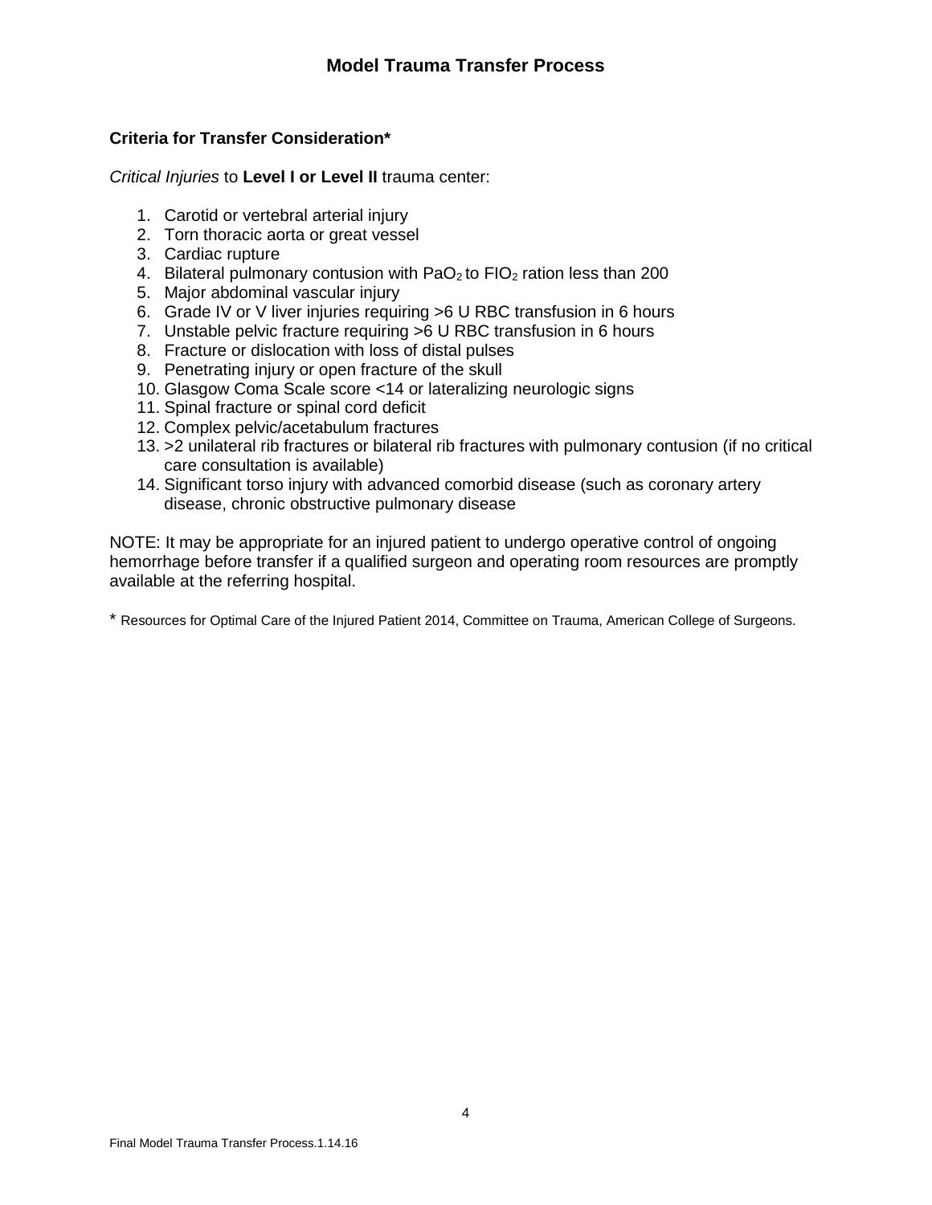# Model Trauma Transfer Process

**Criteria for Transfer Consideration***

*Critical Injuries* to **Level I or Level II** trauma center:

1. Carotid or vertebral arterial injury
2. Torn thoracic aorta or great vessel
3. Cardiac rupture
4. Bilateral pulmonary contusion with $PaO_2$ to $FIO_2$ ration less than 200
5. Major abdominal vascular injury
6. Grade IV or V liver injuries requiring >6 U RBC transfusion in 6 hours
7. Unstable pelvic fracture requiring >6 U RBC transfusion in 6 hours
8. Fracture or dislocation with loss of distal pulses
9. Penetrating injury or open fracture of the skull
10. Glasgow Coma Scale score <14 or lateralizing neurologic signs
11. Spinal fracture or spinal cord deficit
12. Complex pelvic/acetabulum fractures
13. >2 unilateral rib fractures or bilateral rib fractures with pulmonary contusion (if no critical care consultation is available)
14. Significant torso injury with advanced comorbid disease (such as coronary artery disease, chronic obstructive pulmonary disease

NOTE: It may be appropriate for an injured patient to undergo operative control of ongoing hemorrhage before transfer if a qualified surgeon and operating room resources are promptly available at the referring hospital.

* Resources for Optimal Care of the Injured Patient 2014, Committee on Trauma, American College of Surgeons.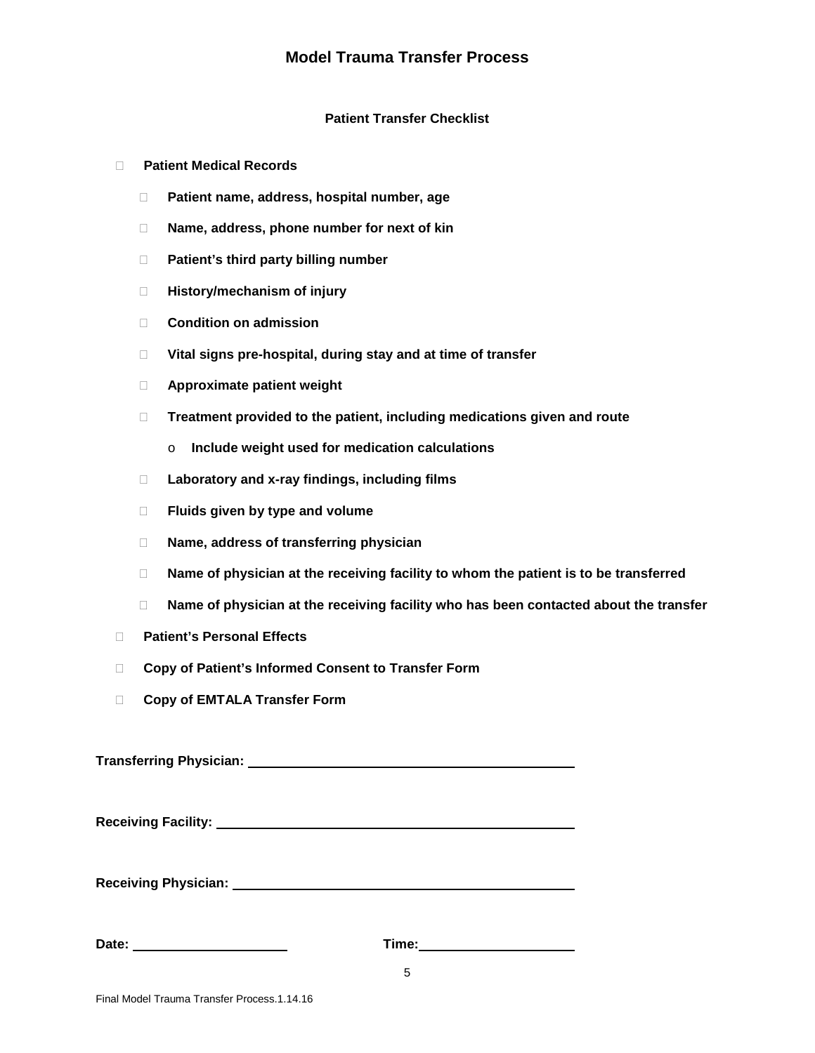## Model Trauma Transfer Process

### Patient Transfer Checklist

- **Patient Medical Records**
  - **Patient name, address, hospital number, age**
  - **Name, address, phone number for next of kin**
  - **Patient's third party billing number**
  - **History/mechanism of injury**
  - **Condition on admission**
  - **Vital signs pre-hospital, during stay and at time of transfer**
  - **Approximate patient weight**
  - **Treatment provided to the patient, including medications given and route**
    - **Include weight used for medication calculations**
  - **Laboratory and x-ray findings, including films**
  - **Fluids given by type and volume**
  - **Name, address of transferring physician**
  - **Name of physician at the receiving facility to whom the patient is to be transferred**
  - **Name of physician at the receiving facility who has been contacted about the transfer**
- **Patient's Personal Effects**
- **Copy of Patient's Informed Consent to Transfer Form**
- **Copy of EMTALA Transfer Form**

**Transferring Physician:** ______________________________

**Receiving Facility:** ______________________________

**Receiving Physician:** ______________________________

**Date:** ____________________ **Time:** ____________________

Final Model Trauma Transfer Process.1.14.16